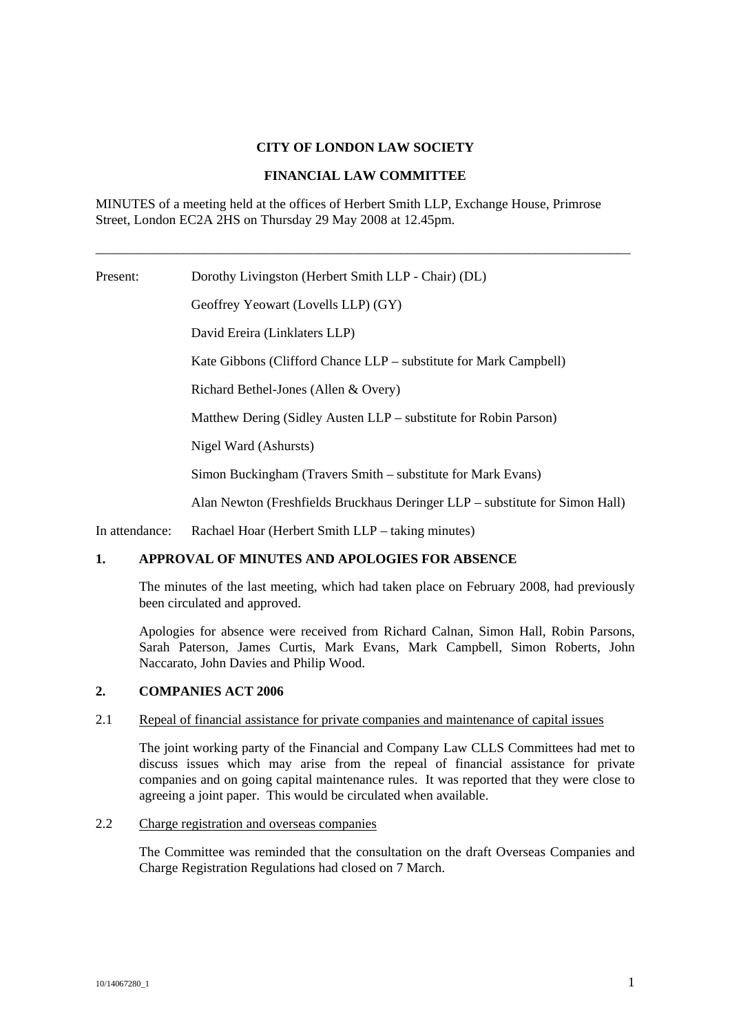**CITY OF LONDON LAW SOCIETY**

**FINANCIAL LAW COMMITTEE**

MINUTES of a meeting held at the offices of Herbert Smith LLP, Exchange House, Primrose Street, London EC2A 2HS on Thursday 29 May 2008 at 12.45pm.

---

Present: Dorothy Livingston (Herbert Smith LLP - Chair) (DL)

Geoffrey Yeowart (Lovells LLP) (GY)

David Ereira (Linklaters LLP)

Kate Gibbons (Clifford Chance LLP – substitute for Mark Campbell)

Richard Bethel-Jones (Allen & Overy)

Matthew Dering (Sidley Austen LLP – substitute for Robin Parson)

Nigel Ward (Ashursts)

Simon Buckingham (Travers Smith – substitute for Mark Evans)

Alan Newton (Freshfields Bruckhaus Deringer LLP – substitute for Simon Hall)

In attendance: Rachael Hoar (Herbert Smith LLP – taking minutes)

**1. APPROVAL OF MINUTES AND APOLOGIES FOR ABSENCE**

The minutes of the last meeting, which had taken place on February 2008, had previously been circulated and approved.

Apologies for absence were received from Richard Calnan, Simon Hall, Robin Parsons, Sarah Paterson, James Curtis, Mark Evans, Mark Campbell, Simon Roberts, John Naccarato, John Davies and Philip Wood.

**2. COMPANIES ACT 2006**

2.1 Repeal of financial assistance for private companies and maintenance of capital issues

The joint working party of the Financial and Company Law CLLS Committees had met to discuss issues which may arise from the repeal of financial assistance for private companies and on going capital maintenance rules. It was reported that they were close to agreeing a joint paper. This would be circulated when available.

2.2 Charge registration and overseas companies

The Committee was reminded that the consultation on the draft Overseas Companies and Charge Registration Regulations had closed on 7 March.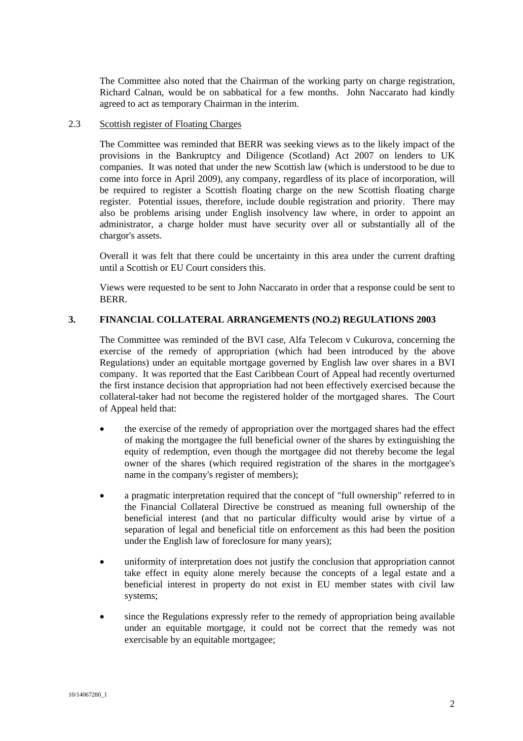The Committee also noted that the Chairman of the working party on charge registration, Richard Calnan, would be on sabbatical for a few months. John Naccarato had kindly agreed to act as temporary Chairman in the interim.

2.3 Scottish register of Floating Charges

The Committee was reminded that BERR was seeking views as to the likely impact of the provisions in the Bankruptcy and Diligence (Scotland) Act 2007 on lenders to UK companies. It was noted that under the new Scottish law (which is understood to be due to come into force in April 2009), any company, regardless of its place of incorporation, will be required to register a Scottish floating charge on the new Scottish floating charge register. Potential issues, therefore, include double registration and priority. There may also be problems arising under English insolvency law where, in order to appoint an administrator, a charge holder must have security over all or substantially all of the chargor's assets.

Overall it was felt that there could be uncertainty in this area under the current drafting until a Scottish or EU Court considers this.

Views were requested to be sent to John Naccarato in order that a response could be sent to BERR.

## 3. FINANCIAL COLLATERAL ARRANGEMENTS (NO.2) REGULATIONS 2003

The Committee was reminded of the BVI case, Alfa Telecom v Cukurova, concerning the exercise of the remedy of appropriation (which had been introduced by the above Regulations) under an equitable mortgage governed by English law over shares in a BVI company. It was reported that the East Caribbean Court of Appeal had recently overturned the first instance decision that appropriation had not been effectively exercised because the collateral-taker had not become the registered holder of the mortgaged shares. The Court of Appeal held that:

- the exercise of the remedy of appropriation over the mortgaged shares had the effect of making the mortgagee the full beneficial owner of the shares by extinguishing the equity of redemption, even though the mortgagee did not thereby become the legal owner of the shares (which required registration of the shares in the mortgagee's name in the company's register of members);
- a pragmatic interpretation required that the concept of "full ownership" referred to in the Financial Collateral Directive be construed as meaning full ownership of the beneficial interest (and that no particular difficulty would arise by virtue of a separation of legal and beneficial title on enforcement as this had been the position under the English law of foreclosure for many years);
- uniformity of interpretation does not justify the conclusion that appropriation cannot take effect in equity alone merely because the concepts of a legal estate and a beneficial interest in property do not exist in EU member states with civil law systems;
- since the Regulations expressly refer to the remedy of appropriation being available under an equitable mortgage, it could not be correct that the remedy was not exercisable by an equitable mortgagee;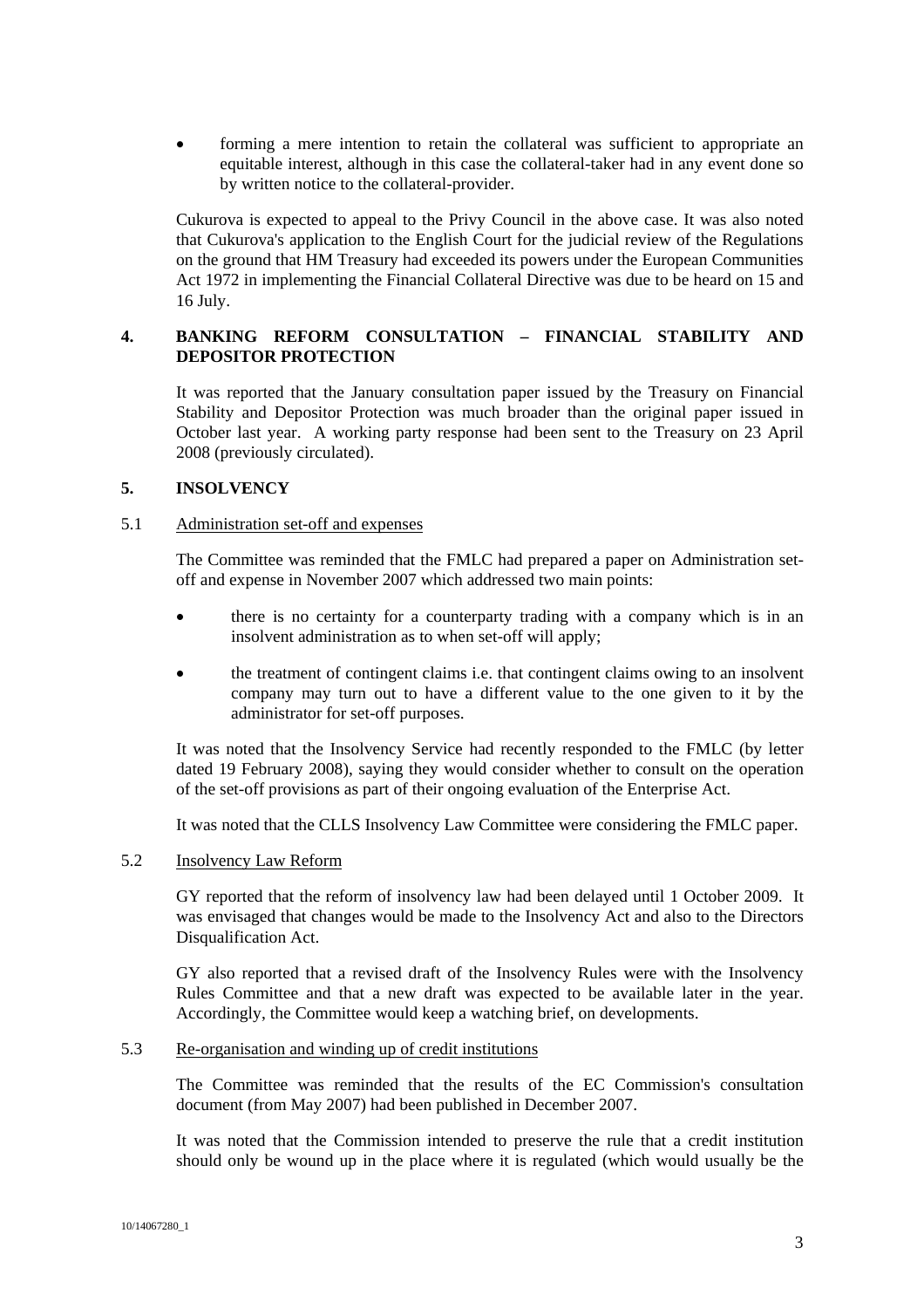- forming a mere intention to retain the collateral was sufficient to appropriate an equitable interest, although in this case the collateral-taker had in any event done so by written notice to the collateral-provider.

Cukurova is expected to appeal to the Privy Council in the above case. It was also noted that Cukurova's application to the English Court for the judicial review of the Regulations on the ground that HM Treasury had exceeded its powers under the European Communities Act 1972 in implementing the Financial Collateral Directive was due to be heard on 15 and 16 July.

## 4. BANKING REFORM CONSULTATION – FINANCIAL STABILITY AND DEPOSITOR PROTECTION

It was reported that the January consultation paper issued by the Treasury on Financial Stability and Depositor Protection was much broader than the original paper issued in October last year. A working party response had been sent to the Treasury on 23 April 2008 (previously circulated).

## 5. INSOLVENCY

### 5.1 Administration set-off and expenses

The Committee was reminded that the FMLC had prepared a paper on Administration set-off and expense in November 2007 which addressed two main points:

- there is no certainty for a counterparty trading with a company which is in an insolvent administration as to when set-off will apply;
- the treatment of contingent claims i.e. that contingent claims owing to an insolvent company may turn out to have a different value to the one given to it by the administrator for set-off purposes.

It was noted that the Insolvency Service had recently responded to the FMLC (by letter dated 19 February 2008), saying they would consider whether to consult on the operation of the set-off provisions as part of their ongoing evaluation of the Enterprise Act.

It was noted that the CLLS Insolvency Law Committee were considering the FMLC paper.

### 5.2 Insolvency Law Reform

GY reported that the reform of insolvency law had been delayed until 1 October 2009. It was envisaged that changes would be made to the Insolvency Act and also to the Directors Disqualification Act.

GY also reported that a revised draft of the Insolvency Rules were with the Insolvency Rules Committee and that a new draft was expected to be available later in the year. Accordingly, the Committee would keep a watching brief, on developments.

### 5.3 Re-organisation and winding up of credit institutions

The Committee was reminded that the results of the EC Commission's consultation document (from May 2007) had been published in December 2007.

It was noted that the Commission intended to preserve the rule that a credit institution should only be wound up in the place where it is regulated (which would usually be the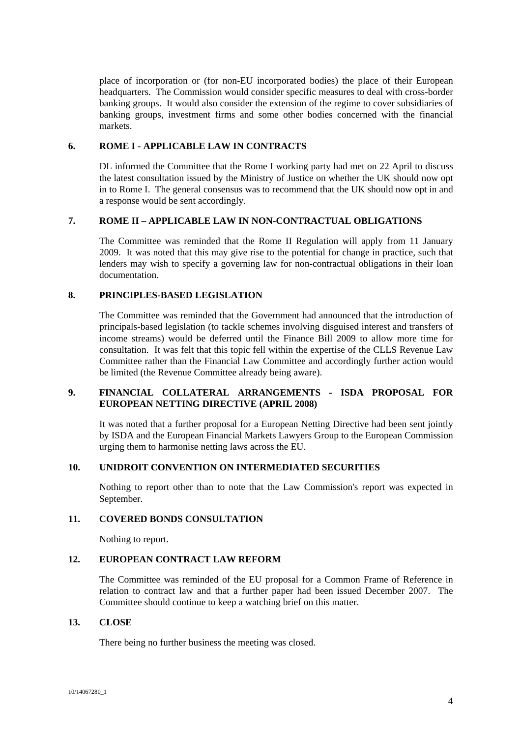place of incorporation or (for non-EU incorporated bodies) the place of their European headquarters. The Commission would consider specific measures to deal with cross-border banking groups. It would also consider the extension of the regime to cover subsidiaries of banking groups, investment firms and some other bodies concerned with the financial markets.

**6. ROME I - APPLICABLE LAW IN CONTRACTS**

DL informed the Committee that the Rome I working party had met on 22 April to discuss the latest consultation issued by the Ministry of Justice on whether the UK should now opt in to Rome I. The general consensus was to recommend that the UK should now opt in and a response would be sent accordingly.

**7. ROME II – APPLICABLE LAW IN NON-CONTRACTUAL OBLIGATIONS**

The Committee was reminded that the Rome II Regulation will apply from 11 January 2009. It was noted that this may give rise to the potential for change in practice, such that lenders may wish to specify a governing law for non-contractual obligations in their loan documentation.

**8. PRINCIPLES-BASED LEGISLATION**

The Committee was reminded that the Government had announced that the introduction of principals-based legislation (to tackle schemes involving disguised interest and transfers of income streams) would be deferred until the Finance Bill 2009 to allow more time for consultation. It was felt that this topic fell within the expertise of the CLLS Revenue Law Committee rather than the Financial Law Committee and accordingly further action would be limited (the Revenue Committee already being aware).

**9. FINANCIAL COLLATERAL ARRANGEMENTS - ISDA PROPOSAL FOR EUROPEAN NETTING DIRECTIVE (APRIL 2008)**

It was noted that a further proposal for a European Netting Directive had been sent jointly by ISDA and the European Financial Markets Lawyers Group to the European Commission urging them to harmonise netting laws across the EU.

**10. UNIDROIT CONVENTION ON INTERMEDIATED SECURITIES**

Nothing to report other than to note that the Law Commission's report was expected in September.

**11. COVERED BONDS CONSULTATION**

Nothing to report.

**12. EUROPEAN CONTRACT LAW REFORM**

The Committee was reminded of the EU proposal for a Common Frame of Reference in relation to contract law and that a further paper had been issued December 2007. The Committee should continue to keep a watching brief on this matter.

**13. CLOSE**

There being no further business the meeting was closed.

10/14067280_1